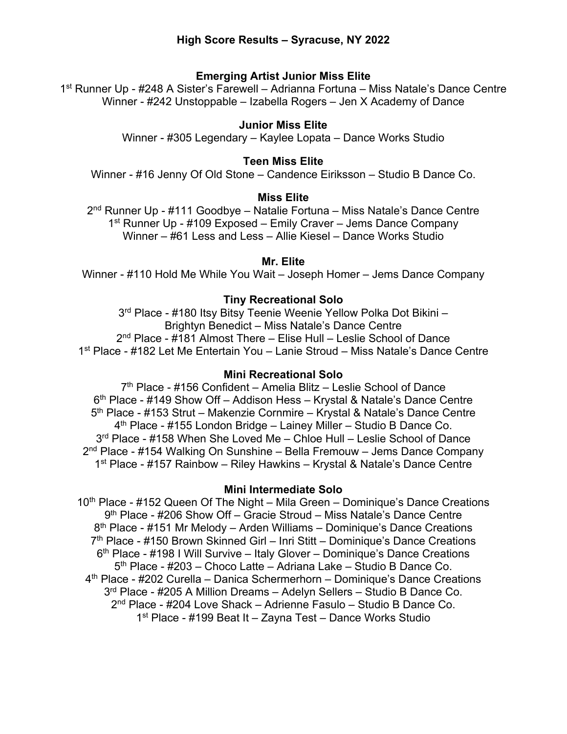# High Score Results – Syracuse, NY 2022

**Emerging Artist Junior Miss Elite**

1st Runner Up - #248 A Sister's Farewell – Adrianna Fortuna – Miss Natale's Dance Centre
Winner - #242 Unstoppable – Izabella Rogers – Jen X Academy of Dance

**Junior Miss Elite**

Winner - #305 Legendary – Kaylee Lopata – Dance Works Studio

**Teen Miss Elite**

Winner - #16 Jenny Of Old Stone – Candence Eiriksson – Studio B Dance Co.

**Miss Elite**

2nd Runner Up - #111 Goodbye – Natalie Fortuna – Miss Natale's Dance Centre
1st Runner Up - #109 Exposed – Emily Craver – Jems Dance Company
Winner – #61 Less and Less – Allie Kiesel – Dance Works Studio

**Mr. Elite**

Winner - #110 Hold Me While You Wait – Joseph Homer – Jems Dance Company

**Tiny Recreational Solo**

3rd Place - #180 Itsy Bitsy Teenie Weenie Yellow Polka Dot Bikini – Brightyn Benedict – Miss Natale's Dance Centre
2nd Place - #181 Almost There – Elise Hull – Leslie School of Dance
1st Place - #182 Let Me Entertain You – Lanie Stroud – Miss Natale's Dance Centre

**Mini Recreational Solo**

7th Place - #156 Confident – Amelia Blitz – Leslie School of Dance
6th Place - #149 Show Off – Addison Hess – Krystal & Natale's Dance Centre
5th Place - #153 Strut – Makenzie Cornmire – Krystal & Natale's Dance Centre
4th Place - #155 London Bridge – Lainey Miller – Studio B Dance Co.
3rd Place - #158 When She Loved Me – Chloe Hull – Leslie School of Dance
2nd Place - #154 Walking On Sunshine – Bella Fremouw – Jems Dance Company
1st Place - #157 Rainbow – Riley Hawkins – Krystal & Natale's Dance Centre

**Mini Intermediate Solo**

10th Place - #152 Queen Of The Night – Mila Green – Dominique's Dance Creations
9th Place - #206 Show Off – Gracie Stroud – Miss Natale's Dance Centre
8th Place - #151 Mr Melody – Arden Williams – Dominique's Dance Creations
7th Place - #150 Brown Skinned Girl – Inri Stitt – Dominique's Dance Creations
6th Place - #198 I Will Survive – Italy Glover – Dominique's Dance Creations
5th Place - #203 – Choco Latte – Adriana Lake – Studio B Dance Co.
4th Place - #202 Curella – Danica Schermerhorn – Dominique's Dance Creations
3rd Place - #205 A Million Dreams – Adelyn Sellers – Studio B Dance Co.
2nd Place - #204 Love Shack – Adrienne Fasulo – Studio B Dance Co.
1st Place - #199 Beat It – Zayna Test – Dance Works Studio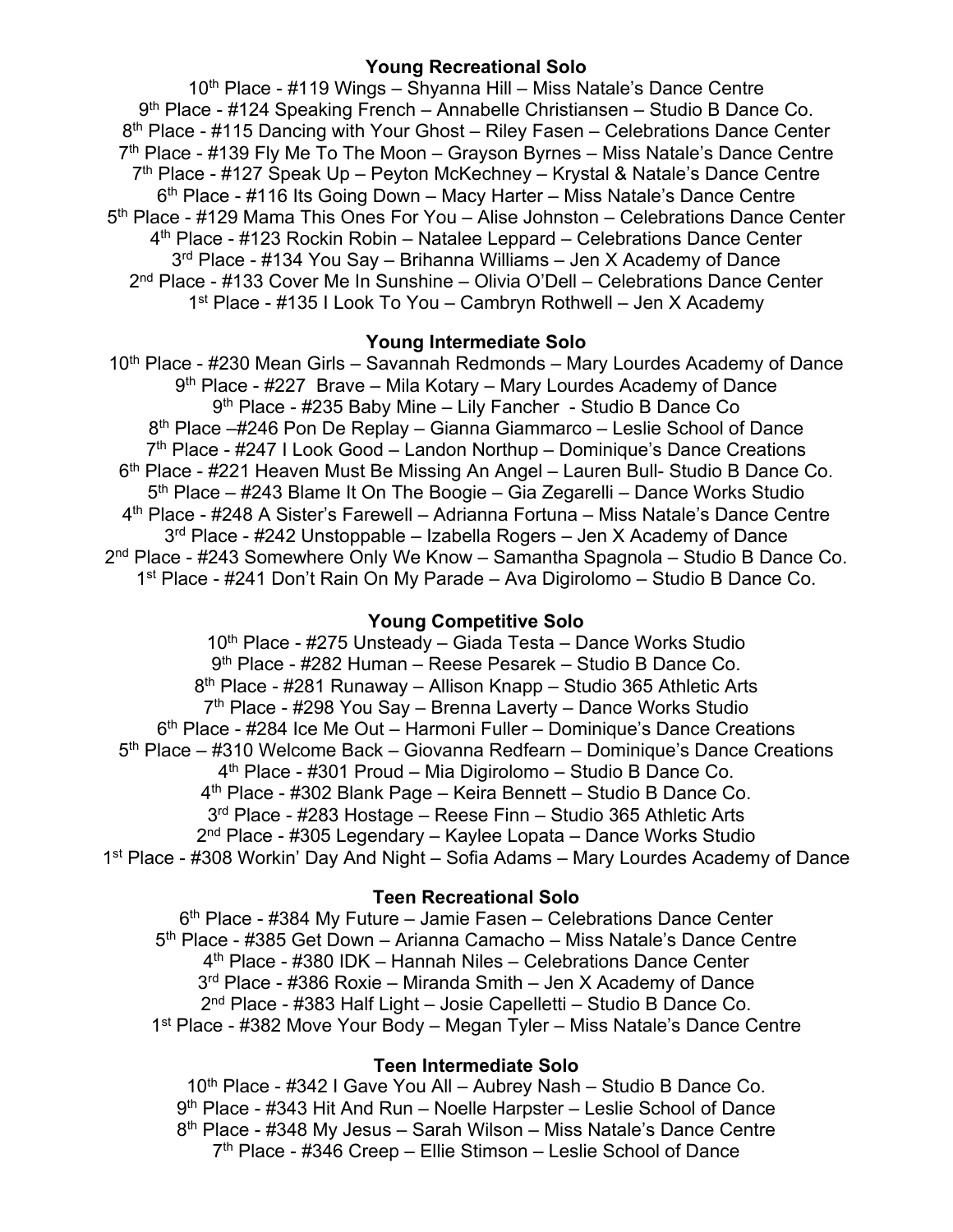**Young Recreational Solo**

10th Place - #119 Wings – Shyanna Hill – Miss Natale's Dance Centre
9th Place - #124 Speaking French – Annabelle Christiansen – Studio B Dance Co.
8th Place - #115 Dancing with Your Ghost – Riley Fasen – Celebrations Dance Center
7th Place - #139 Fly Me To The Moon – Grayson Byrnes – Miss Natale's Dance Centre
7th Place - #127 Speak Up – Peyton McKechney – Krystal & Natale's Dance Centre
6th Place - #116 Its Going Down – Macy Harter – Miss Natale's Dance Centre
5th Place - #129 Mama This Ones For You – Alise Johnston – Celebrations Dance Center
4th Place - #123 Rockin Robin – Natalee Leppard – Celebrations Dance Center
3rd Place - #134 You Say – Brihanna Williams – Jen X Academy of Dance
2nd Place - #133 Cover Me In Sunshine – Olivia O'Dell – Celebrations Dance Center
1st Place - #135 I Look To You – Cambryn Rothwell – Jen X Academy

**Young Intermediate Solo**

10th Place - #230 Mean Girls – Savannah Redmonds – Mary Lourdes Academy of Dance
9th Place - #227 Brave – Mila Kotary – Mary Lourdes Academy of Dance
9th Place - #235 Baby Mine – Lily Fancher - Studio B Dance Co
8th Place –#246 Pon De Replay – Gianna Giammarco – Leslie School of Dance
7th Place - #247 I Look Good – Landon Northup – Dominique's Dance Creations
6th Place - #221 Heaven Must Be Missing An Angel – Lauren Bull- Studio B Dance Co.
5th Place – #243 Blame It On The Boogie – Gia Zegarelli – Dance Works Studio
4th Place - #248 A Sister's Farewell – Adrianna Fortuna – Miss Natale's Dance Centre
3rd Place - #242 Unstoppable – Izabella Rogers – Jen X Academy of Dance
2nd Place - #243 Somewhere Only We Know – Samantha Spagnola – Studio B Dance Co.
1st Place - #241 Don't Rain On My Parade – Ava Digirolomo – Studio B Dance Co.

**Young Competitive Solo**

10th Place - #275 Unsteady – Giada Testa – Dance Works Studio
9th Place - #282 Human – Reese Pesarek – Studio B Dance Co.
8th Place - #281 Runaway – Allison Knapp – Studio 365 Athletic Arts
7th Place - #298 You Say – Brenna Laverty – Dance Works Studio
6th Place - #284 Ice Me Out – Harmoni Fuller – Dominique's Dance Creations
5th Place – #310 Welcome Back – Giovanna Redfearn – Dominique's Dance Creations
4th Place - #301 Proud – Mia Digirolomo – Studio B Dance Co.
4th Place - #302 Blank Page – Keira Bennett – Studio B Dance Co.
3rd Place - #283 Hostage – Reese Finn – Studio 365 Athletic Arts
2nd Place - #305 Legendary – Kaylee Lopata – Dance Works Studio
1st Place - #308 Workin' Day And Night – Sofia Adams – Mary Lourdes Academy of Dance

**Teen Recreational Solo**

6th Place - #384 My Future – Jamie Fasen – Celebrations Dance Center
5th Place - #385 Get Down – Arianna Camacho – Miss Natale's Dance Centre
4th Place - #380 IDK – Hannah Niles – Celebrations Dance Center
3rd Place - #386 Roxie – Miranda Smith – Jen X Academy of Dance
2nd Place - #383 Half Light – Josie Capelletti – Studio B Dance Co.
1st Place - #382 Move Your Body – Megan Tyler – Miss Natale's Dance Centre

**Teen Intermediate Solo**

10th Place - #342 I Gave You All – Aubrey Nash – Studio B Dance Co.
9th Place - #343 Hit And Run – Noelle Harpster – Leslie School of Dance
8th Place - #348 My Jesus – Sarah Wilson – Miss Natale's Dance Centre
7th Place - #346 Creep – Ellie Stimson – Leslie School of Dance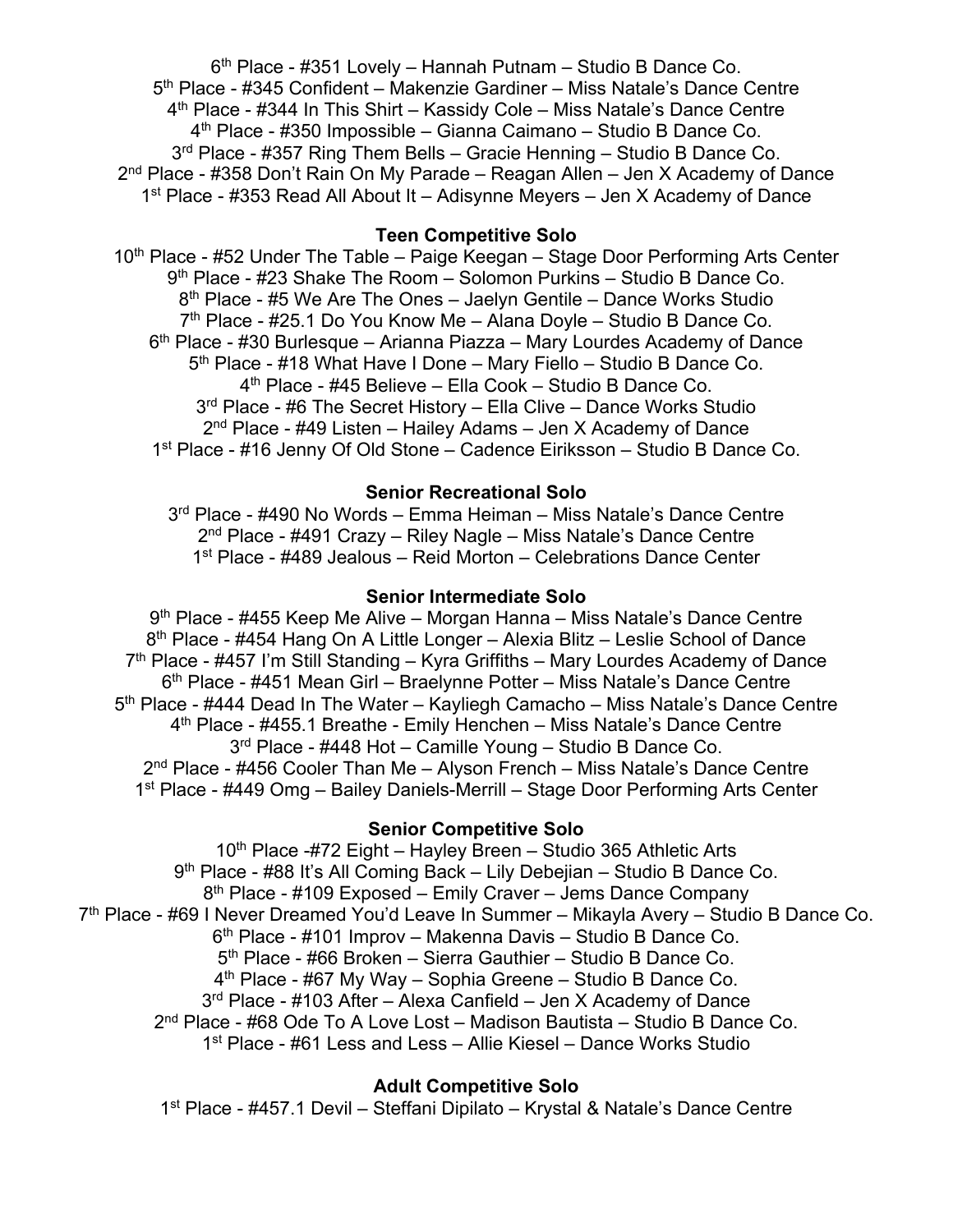6th Place - #351 Lovely – Hannah Putnam – Studio B Dance Co.
5th Place - #345 Confident – Makenzie Gardiner – Miss Natale's Dance Centre
4th Place - #344 In This Shirt – Kassidy Cole – Miss Natale's Dance Centre
4th Place - #350 Impossible – Gianna Caimano – Studio B Dance Co.
3rd Place - #357 Ring Them Bells – Gracie Henning – Studio B Dance Co.
2nd Place - #358 Don't Rain On My Parade – Reagan Allen – Jen X Academy of Dance
1st Place - #353 Read All About It – Adisynne Meyers – Jen X Academy of Dance

**Teen Competitive Solo**

10th Place - #52 Under The Table – Paige Keegan – Stage Door Performing Arts Center
9th Place - #23 Shake The Room – Solomon Purkins – Studio B Dance Co.
8th Place - #5 We Are The Ones – Jaelyn Gentile – Dance Works Studio
7th Place - #25.1 Do You Know Me – Alana Doyle – Studio B Dance Co.
6th Place - #30 Burlesque – Arianna Piazza – Mary Lourdes Academy of Dance
5th Place - #18 What Have I Done – Mary Fiello – Studio B Dance Co.
4th Place - #45 Believe – Ella Cook – Studio B Dance Co.
3rd Place - #6 The Secret History – Ella Clive – Dance Works Studio
2nd Place - #49 Listen – Hailey Adams – Jen X Academy of Dance
1st Place - #16 Jenny Of Old Stone – Cadence Eiriksson – Studio B Dance Co.

**Senior Recreational Solo**

3rd Place - #490 No Words – Emma Heiman – Miss Natale's Dance Centre
2nd Place - #491 Crazy – Riley Nagle – Miss Natale's Dance Centre
1st Place - #489 Jealous – Reid Morton – Celebrations Dance Center

**Senior Intermediate Solo**

9th Place - #455 Keep Me Alive – Morgan Hanna – Miss Natale's Dance Centre
8th Place - #454 Hang On A Little Longer – Alexia Blitz – Leslie School of Dance
7th Place - #457 I'm Still Standing – Kyra Griffiths – Mary Lourdes Academy of Dance
6th Place - #451 Mean Girl – Braelynne Potter – Miss Natale's Dance Centre
5th Place - #444 Dead In The Water – Kayliegh Camacho – Miss Natale's Dance Centre
4th Place - #455.1 Breathe - Emily Henchen – Miss Natale's Dance Centre
3rd Place - #448 Hot – Camille Young – Studio B Dance Co.
2nd Place - #456 Cooler Than Me – Alyson French – Miss Natale's Dance Centre
1st Place - #449 Omg – Bailey Daniels-Merrill – Stage Door Performing Arts Center

**Senior Competitive Solo**

10th Place -#72 Eight – Hayley Breen – Studio 365 Athletic Arts
9th Place - #88 It's All Coming Back – Lily Debejian – Studio B Dance Co.
8th Place - #109 Exposed – Emily Craver – Jems Dance Company
7th Place - #69 I Never Dreamed You'd Leave In Summer – Mikayla Avery – Studio B Dance Co.
6th Place - #101 Improv – Makenna Davis – Studio B Dance Co.
5th Place - #66 Broken – Sierra Gauthier – Studio B Dance Co.
4th Place - #67 My Way – Sophia Greene – Studio B Dance Co.
3rd Place - #103 After – Alexa Canfield – Jen X Academy of Dance
2nd Place - #68 Ode To A Love Lost – Madison Bautista – Studio B Dance Co.
1st Place - #61 Less and Less – Allie Kiesel – Dance Works Studio

**Adult Competitive Solo**

1st Place - #457.1 Devil – Steffani Dipilato – Krystal & Natale's Dance Centre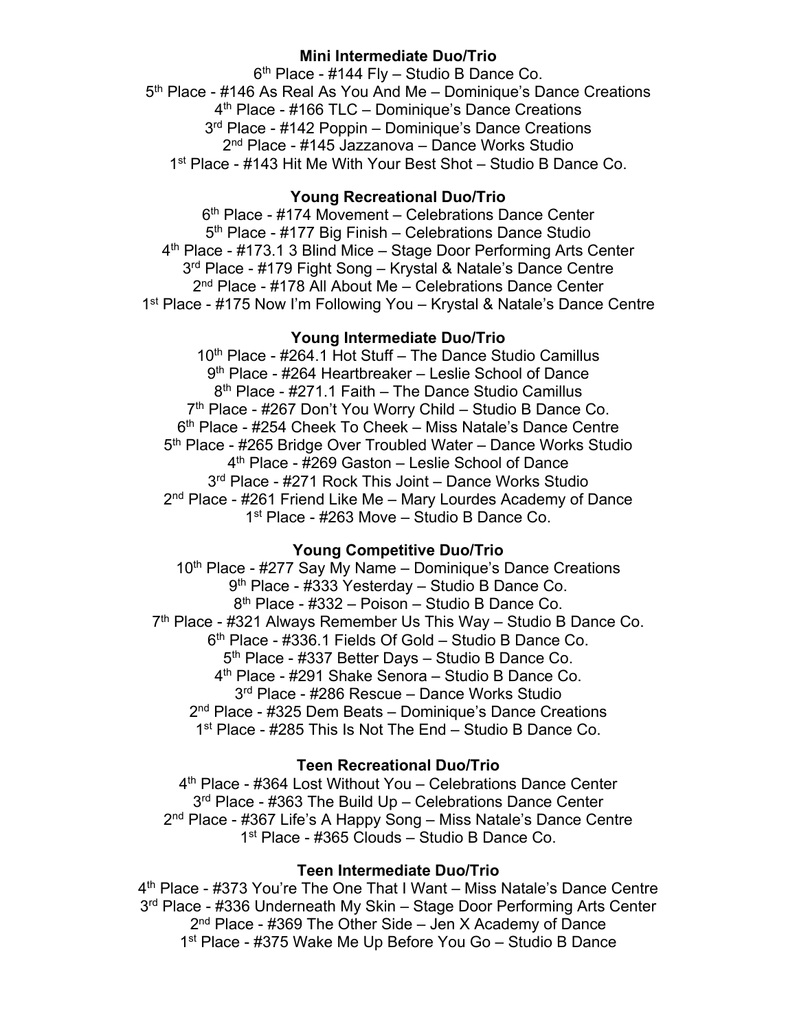**Mini Intermediate Duo/Trio**

6th Place - #144 Fly – Studio B Dance Co.
5th Place - #146 As Real As You And Me – Dominique's Dance Creations
4th Place - #166 TLC – Dominique's Dance Creations
3rd Place - #142 Poppin – Dominique's Dance Creations
2nd Place - #145 Jazzanova – Dance Works Studio
1st Place - #143 Hit Me With Your Best Shot – Studio B Dance Co.

**Young Recreational Duo/Trio**

6th Place - #174 Movement – Celebrations Dance Center
5th Place - #177 Big Finish – Celebrations Dance Studio
4th Place - #173.1 3 Blind Mice – Stage Door Performing Arts Center
3rd Place - #179 Fight Song – Krystal & Natale's Dance Centre
2nd Place - #178 All About Me – Celebrations Dance Center
1st Place - #175 Now I'm Following You – Krystal & Natale's Dance Centre

**Young Intermediate Duo/Trio**

10th Place - #264.1 Hot Stuff – The Dance Studio Camillus
9th Place - #264 Heartbreaker – Leslie School of Dance
8th Place - #271.1 Faith – The Dance Studio Camillus
7th Place - #267 Don't You Worry Child – Studio B Dance Co.
6th Place - #254 Cheek To Cheek – Miss Natale's Dance Centre
5th Place - #265 Bridge Over Troubled Water – Dance Works Studio
4th Place - #269 Gaston – Leslie School of Dance
3rd Place - #271 Rock This Joint – Dance Works Studio
2nd Place - #261 Friend Like Me – Mary Lourdes Academy of Dance
1st Place - #263 Move – Studio B Dance Co.

**Young Competitive Duo/Trio**

10th Place - #277 Say My Name – Dominique's Dance Creations
9th Place - #333 Yesterday – Studio B Dance Co.
8th Place - #332 – Poison – Studio B Dance Co.
7th Place - #321 Always Remember Us This Way – Studio B Dance Co.
6th Place - #336.1 Fields Of Gold – Studio B Dance Co.
5th Place - #337 Better Days – Studio B Dance Co.
4th Place - #291 Shake Senora – Studio B Dance Co.
3rd Place - #286 Rescue – Dance Works Studio
2nd Place - #325 Dem Beats – Dominique's Dance Creations
1st Place - #285 This Is Not The End – Studio B Dance Co.

**Teen Recreational Duo/Trio**

4th Place - #364 Lost Without You – Celebrations Dance Center
3rd Place - #363 The Build Up – Celebrations Dance Center
2nd Place - #367 Life's A Happy Song – Miss Natale's Dance Centre
1st Place - #365 Clouds – Studio B Dance Co.

**Teen Intermediate Duo/Trio**

4th Place - #373 You're The One That I Want – Miss Natale's Dance Centre
3rd Place - #336 Underneath My Skin – Stage Door Performing Arts Center
2nd Place - #369 The Other Side – Jen X Academy of Dance
1st Place - #375 Wake Me Up Before You Go – Studio B Dance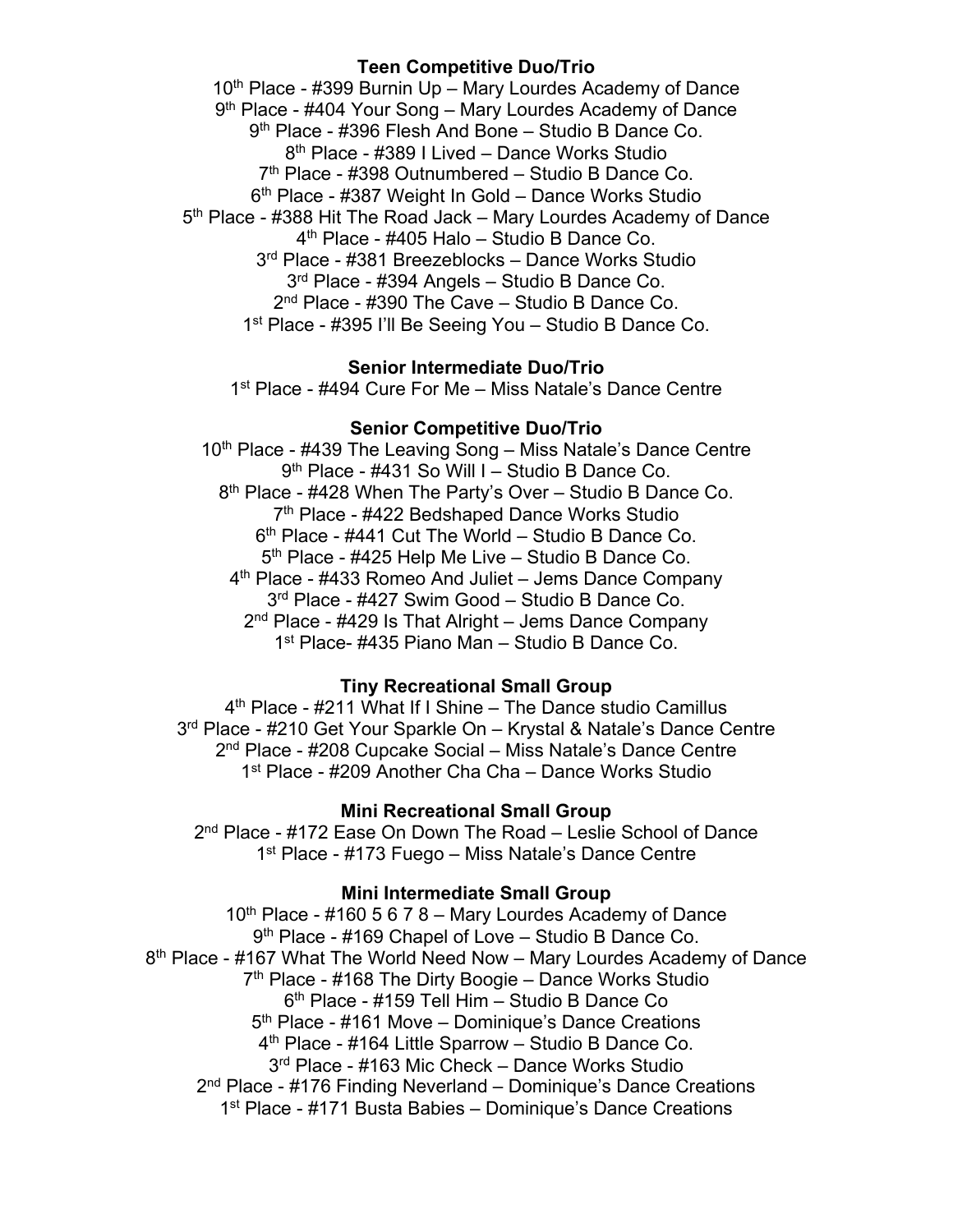**Teen Competitive Duo/Trio**

10th Place - #399 Burnin Up – Mary Lourdes Academy of Dance
9th Place - #404 Your Song – Mary Lourdes Academy of Dance
9th Place - #396 Flesh And Bone – Studio B Dance Co.
8th Place - #389 I Lived – Dance Works Studio
7th Place - #398 Outnumbered – Studio B Dance Co.
6th Place - #387 Weight In Gold – Dance Works Studio
5th Place - #388 Hit The Road Jack – Mary Lourdes Academy of Dance
4th Place - #405 Halo – Studio B Dance Co.
3rd Place - #381 Breezeblocks – Dance Works Studio
3rd Place - #394 Angels – Studio B Dance Co.
2nd Place - #390 The Cave – Studio B Dance Co.
1st Place - #395 I'll Be Seeing You – Studio B Dance Co.

**Senior Intermediate Duo/Trio**

1st Place - #494 Cure For Me – Miss Natale's Dance Centre

**Senior Competitive Duo/Trio**

10th Place - #439 The Leaving Song – Miss Natale's Dance Centre
9th Place - #431 So Will I – Studio B Dance Co.
8th Place - #428 When The Party's Over – Studio B Dance Co.
7th Place - #422 Bedshaped Dance Works Studio
6th Place - #441 Cut The World – Studio B Dance Co.
5th Place - #425 Help Me Live – Studio B Dance Co.
4th Place - #433 Romeo And Juliet – Jems Dance Company
3rd Place - #427 Swim Good – Studio B Dance Co.
2nd Place - #429 Is That Alright – Jems Dance Company
1st Place- #435 Piano Man – Studio B Dance Co.

**Tiny Recreational Small Group**

4th Place - #211 What If I Shine – The Dance studio Camillus
3rd Place - #210 Get Your Sparkle On – Krystal & Natale's Dance Centre
2nd Place - #208 Cupcake Social – Miss Natale's Dance Centre
1st Place - #209 Another Cha Cha – Dance Works Studio

**Mini Recreational Small Group**

2nd Place - #172 Ease On Down The Road – Leslie School of Dance
1st Place - #173 Fuego – Miss Natale's Dance Centre

**Mini Intermediate Small Group**

10th Place - #160 5 6 7 8 – Mary Lourdes Academy of Dance
9th Place - #169 Chapel of Love – Studio B Dance Co.
8th Place - #167 What The World Need Now – Mary Lourdes Academy of Dance
7th Place - #168 The Dirty Boogie – Dance Works Studio
6th Place - #159 Tell Him – Studio B Dance Co
5th Place - #161 Move – Dominique's Dance Creations
4th Place - #164 Little Sparrow – Studio B Dance Co.
3rd Place - #163 Mic Check – Dance Works Studio
2nd Place - #176 Finding Neverland – Dominique's Dance Creations
1st Place - #171 Busta Babies – Dominique's Dance Creations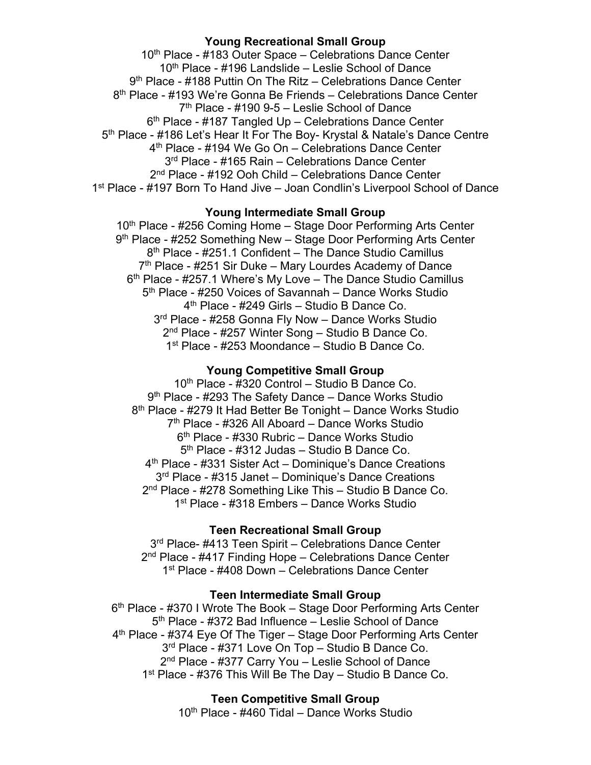**Young Recreational Small Group**

10th Place - #183 Outer Space – Celebrations Dance Center
10th Place - #196 Landslide – Leslie School of Dance
9th Place - #188 Puttin On The Ritz – Celebrations Dance Center
8th Place - #193 We're Gonna Be Friends – Celebrations Dance Center
7th Place - #190 9-5 – Leslie School of Dance
6th Place - #187 Tangled Up – Celebrations Dance Center
5th Place - #186 Let's Hear It For The Boy- Krystal & Natale's Dance Centre
4th Place - #194 We Go On – Celebrations Dance Center
3rd Place - #165 Rain – Celebrations Dance Center
2nd Place - #192 Ooh Child – Celebrations Dance Center
1st Place - #197 Born To Hand Jive – Joan Condlin's Liverpool School of Dance

**Young Intermediate Small Group**

10th Place - #256 Coming Home – Stage Door Performing Arts Center
9th Place - #252 Something New – Stage Door Performing Arts Center
8th Place - #251.1 Confident – The Dance Studio Camillus
7th Place - #251 Sir Duke – Mary Lourdes Academy of Dance
6th Place - #257.1 Where's My Love – The Dance Studio Camillus
5th Place - #250 Voices of Savannah – Dance Works Studio
4th Place - #249 Girls – Studio B Dance Co.
3rd Place - #258 Gonna Fly Now – Dance Works Studio
2nd Place - #257 Winter Song – Studio B Dance Co.
1st Place - #253 Moondance – Studio B Dance Co.

**Young Competitive Small Group**

10th Place - #320 Control – Studio B Dance Co.
9th Place - #293 The Safety Dance – Dance Works Studio
8th Place - #279 It Had Better Be Tonight – Dance Works Studio
7th Place - #326 All Aboard – Dance Works Studio
6th Place - #330 Rubric – Dance Works Studio
5th Place - #312 Judas – Studio B Dance Co.
4th Place - #331 Sister Act – Dominique's Dance Creations
3rd Place - #315 Janet – Dominique's Dance Creations
2nd Place - #278 Something Like This – Studio B Dance Co.
1st Place - #318 Embers – Dance Works Studio

**Teen Recreational Small Group**

3rd Place- #413 Teen Spirit – Celebrations Dance Center
2nd Place - #417 Finding Hope – Celebrations Dance Center
1st Place - #408 Down – Celebrations Dance Center

**Teen Intermediate Small Group**

6th Place - #370 I Wrote The Book – Stage Door Performing Arts Center
5th Place - #372 Bad Influence – Leslie School of Dance
4th Place - #374 Eye Of The Tiger – Stage Door Performing Arts Center
3rd Place - #371 Love On Top – Studio B Dance Co.
2nd Place - #377 Carry You – Leslie School of Dance
1st Place - #376 This Will Be The Day – Studio B Dance Co.

**Teen Competitive Small Group**

10th Place - #460 Tidal – Dance Works Studio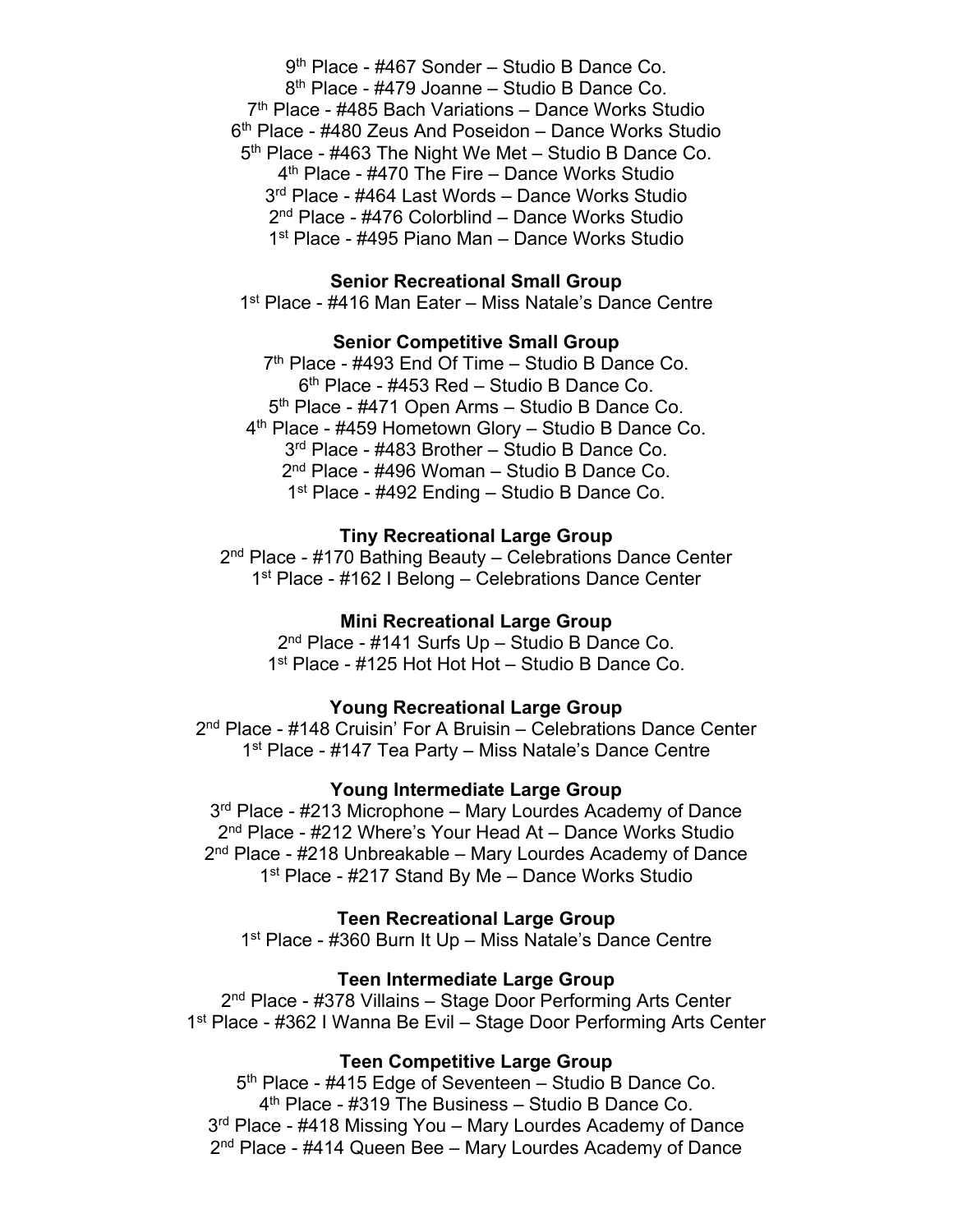9th Place - #467 Sonder – Studio B Dance Co.
8th Place - #479 Joanne – Studio B Dance Co.
7th Place - #485 Bach Variations – Dance Works Studio
6th Place - #480 Zeus And Poseidon – Dance Works Studio
5th Place - #463 The Night We Met – Studio B Dance Co.
4th Place - #470 The Fire – Dance Works Studio
3rd Place - #464 Last Words – Dance Works Studio
2nd Place - #476 Colorblind – Dance Works Studio
1st Place - #495 Piano Man – Dance Works Studio

**Senior Recreational Small Group**

1st Place - #416 Man Eater – Miss Natale's Dance Centre

**Senior Competitive Small Group**

7th Place - #493 End Of Time – Studio B Dance Co.
6th Place - #453 Red – Studio B Dance Co.
5th Place - #471 Open Arms – Studio B Dance Co.
4th Place - #459 Hometown Glory – Studio B Dance Co.
3rd Place - #483 Brother – Studio B Dance Co.
2nd Place - #496 Woman – Studio B Dance Co.
1st Place - #492 Ending – Studio B Dance Co.

**Tiny Recreational Large Group**

2nd Place - #170 Bathing Beauty – Celebrations Dance Center
1st Place - #162 I Belong – Celebrations Dance Center

**Mini Recreational Large Group**

2nd Place - #141 Surfs Up – Studio B Dance Co.
1st Place - #125 Hot Hot Hot – Studio B Dance Co.

**Young Recreational Large Group**

2nd Place - #148 Cruisin' For A Bruisin – Celebrations Dance Center
1st Place - #147 Tea Party – Miss Natale's Dance Centre

**Young Intermediate Large Group**

3rd Place - #213 Microphone – Mary Lourdes Academy of Dance
2nd Place - #212 Where's Your Head At – Dance Works Studio
2nd Place - #218 Unbreakable – Mary Lourdes Academy of Dance
1st Place - #217 Stand By Me – Dance Works Studio

**Teen Recreational Large Group**

1st Place - #360 Burn It Up – Miss Natale's Dance Centre

**Teen Intermediate Large Group**

2nd Place - #378 Villains – Stage Door Performing Arts Center
1st Place - #362 I Wanna Be Evil – Stage Door Performing Arts Center

**Teen Competitive Large Group**

5th Place - #415 Edge of Seventeen – Studio B Dance Co.
4th Place - #319 The Business – Studio B Dance Co.
3rd Place - #418 Missing You – Mary Lourdes Academy of Dance
2nd Place - #414 Queen Bee – Mary Lourdes Academy of Dance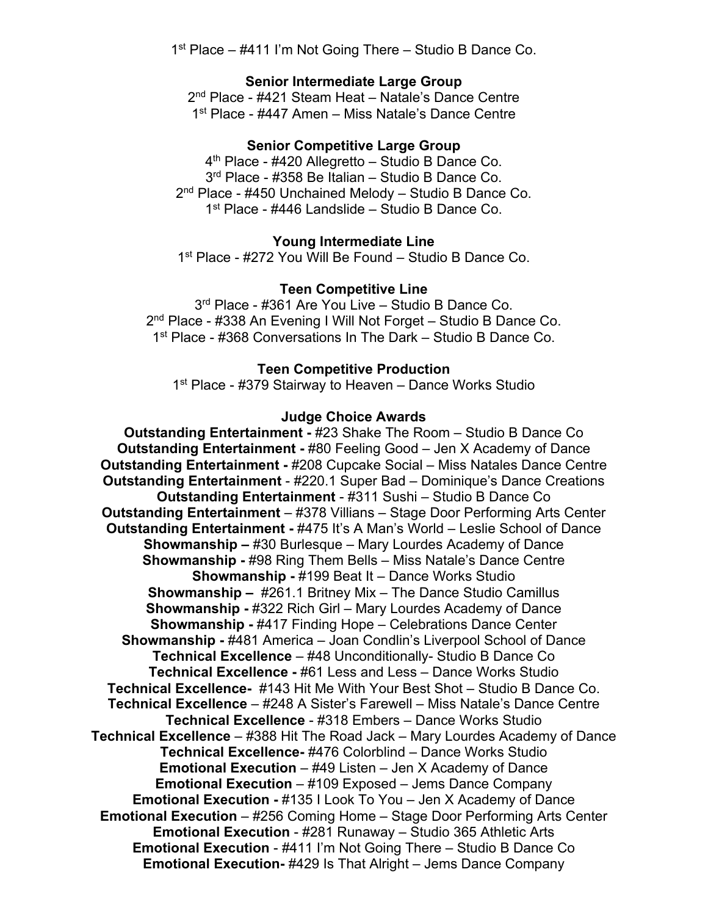1st Place – #411 I'm Not Going There – Studio B Dance Co.

**Senior Intermediate Large Group**

2nd Place - #421 Steam Heat – Natale's Dance Centre
1st Place - #447 Amen – Miss Natale's Dance Centre

**Senior Competitive Large Group**

4th Place - #420 Allegretto – Studio B Dance Co.
3rd Place - #358 Be Italian – Studio B Dance Co.
2nd Place - #450 Unchained Melody – Studio B Dance Co.
1st Place - #446 Landslide – Studio B Dance Co.

**Young Intermediate Line**

1st Place - #272 You Will Be Found – Studio B Dance Co.

**Teen Competitive Line**

3rd Place - #361 Are You Live – Studio B Dance Co.
2nd Place - #338 An Evening I Will Not Forget – Studio B Dance Co.
1st Place - #368 Conversations In The Dark – Studio B Dance Co.

**Teen Competitive Production**

1st Place - #379 Stairway to Heaven – Dance Works Studio

**Judge Choice Awards**

**Outstanding Entertainment -** #23 Shake The Room – Studio B Dance Co
**Outstanding Entertainment -** #80 Feeling Good – Jen X Academy of Dance
**Outstanding Entertainment -** #208 Cupcake Social – Miss Natales Dance Centre
**Outstanding Entertainment** - #220.1 Super Bad – Dominique's Dance Creations
**Outstanding Entertainment** - #311 Sushi – Studio B Dance Co
**Outstanding Entertainment** – #378 Villians – Stage Door Performing Arts Center
**Outstanding Entertainment -** #475 It's A Man's World – Leslie School of Dance
**Showmanship –** #30 Burlesque – Mary Lourdes Academy of Dance
**Showmanship -** #98 Ring Them Bells – Miss Natale's Dance Centre
**Showmanship -** #199 Beat It – Dance Works Studio
**Showmanship –** #261.1 Britney Mix – The Dance Studio Camillus
**Showmanship -** #322 Rich Girl – Mary Lourdes Academy of Dance
**Showmanship -** #417 Finding Hope – Celebrations Dance Center
**Showmanship -** #481 America – Joan Condlin's Liverpool School of Dance
**Technical Excellence** – #48 Unconditionally- Studio B Dance Co
**Technical Excellence -** #61 Less and Less – Dance Works Studio
**Technical Excellence-** #143 Hit Me With Your Best Shot – Studio B Dance Co.
**Technical Excellence** – #248 A Sister's Farewell – Miss Natale's Dance Centre
**Technical Excellence** - #318 Embers – Dance Works Studio
**Technical Excellence** – #388 Hit The Road Jack – Mary Lourdes Academy of Dance
**Technical Excellence-** #476 Colorblind – Dance Works Studio
**Emotional Execution** – #49 Listen – Jen X Academy of Dance
**Emotional Execution** – #109 Exposed – Jems Dance Company
**Emotional Execution -** #135 I Look To You – Jen X Academy of Dance
**Emotional Execution** – #256 Coming Home – Stage Door Performing Arts Center
**Emotional Execution** - #281 Runaway – Studio 365 Athletic Arts
**Emotional Execution** - #411 I'm Not Going There – Studio B Dance Co
**Emotional Execution-** #429 Is That Alright – Jems Dance Company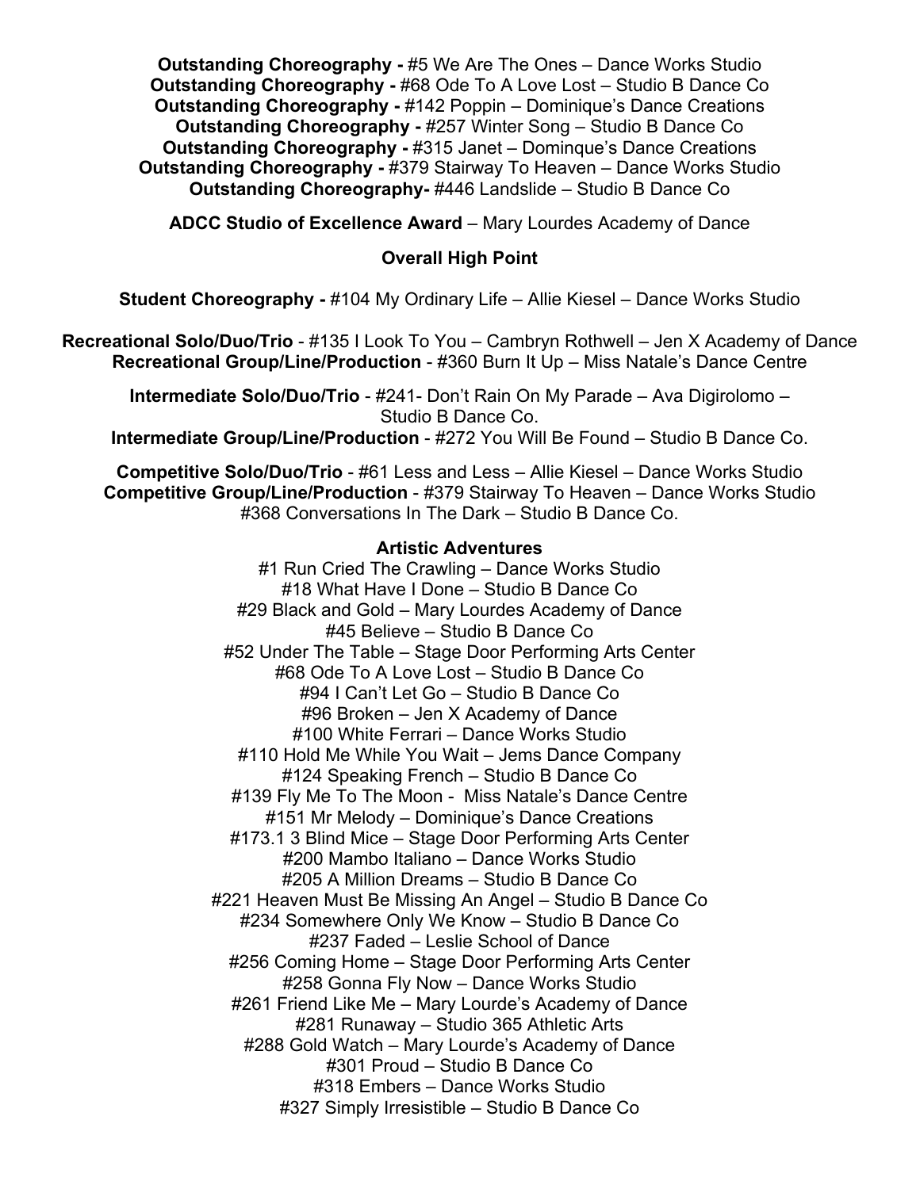**Outstanding Choreography -** #5 We Are The Ones – Dance Works Studio
**Outstanding Choreography -** #68 Ode To A Love Lost – Studio B Dance Co
**Outstanding Choreography -** #142 Poppin – Dominique's Dance Creations
**Outstanding Choreography -** #257 Winter Song – Studio B Dance Co
**Outstanding Choreography -** #315 Janet – Dominque's Dance Creations
**Outstanding Choreography -** #379 Stairway To Heaven – Dance Works Studio
**Outstanding Choreography-** #446 Landslide – Studio B Dance Co

**ADCC Studio of Excellence Award** – Mary Lourdes Academy of Dance

**Overall High Point**

**Student Choreography -** #104 My Ordinary Life – Allie Kiesel – Dance Works Studio

**Recreational Solo/Duo/Trio** - #135 I Look To You – Cambryn Rothwell – Jen X Academy of Dance
**Recreational Group/Line/Production** - #360 Burn It Up – Miss Natale's Dance Centre

**Intermediate Solo/Duo/Trio** - #241- Don't Rain On My Parade – Ava Digirolomo – Studio B Dance Co.
**Intermediate Group/Line/Production** - #272 You Will Be Found – Studio B Dance Co.

**Competitive Solo/Duo/Trio** - #61 Less and Less – Allie Kiesel – Dance Works Studio
**Competitive Group/Line/Production** - #379 Stairway To Heaven – Dance Works Studio
#368 Conversations In The Dark – Studio B Dance Co.

**Artistic Adventures**

#1 Run Cried The Crawling – Dance Works Studio
#18 What Have I Done – Studio B Dance Co
#29 Black and Gold – Mary Lourdes Academy of Dance
#45 Believe – Studio B Dance Co
#52 Under The Table – Stage Door Performing Arts Center
#68 Ode To A Love Lost – Studio B Dance Co
#94 I Can't Let Go – Studio B Dance Co
#96 Broken – Jen X Academy of Dance
#100 White Ferrari – Dance Works Studio
#110 Hold Me While You Wait – Jems Dance Company
#124 Speaking French – Studio B Dance Co
#139 Fly Me To The Moon - Miss Natale's Dance Centre
#151 Mr Melody – Dominique's Dance Creations
#173.1 3 Blind Mice – Stage Door Performing Arts Center
#200 Mambo Italiano – Dance Works Studio
#205 A Million Dreams – Studio B Dance Co
#221 Heaven Must Be Missing An Angel – Studio B Dance Co
#234 Somewhere Only We Know – Studio B Dance Co
#237 Faded – Leslie School of Dance
#256 Coming Home – Stage Door Performing Arts Center
#258 Gonna Fly Now – Dance Works Studio
#261 Friend Like Me – Mary Lourde's Academy of Dance
#281 Runaway – Studio 365 Athletic Arts
#288 Gold Watch – Mary Lourde's Academy of Dance
#301 Proud – Studio B Dance Co
#318 Embers – Dance Works Studio
#327 Simply Irresistible – Studio B Dance Co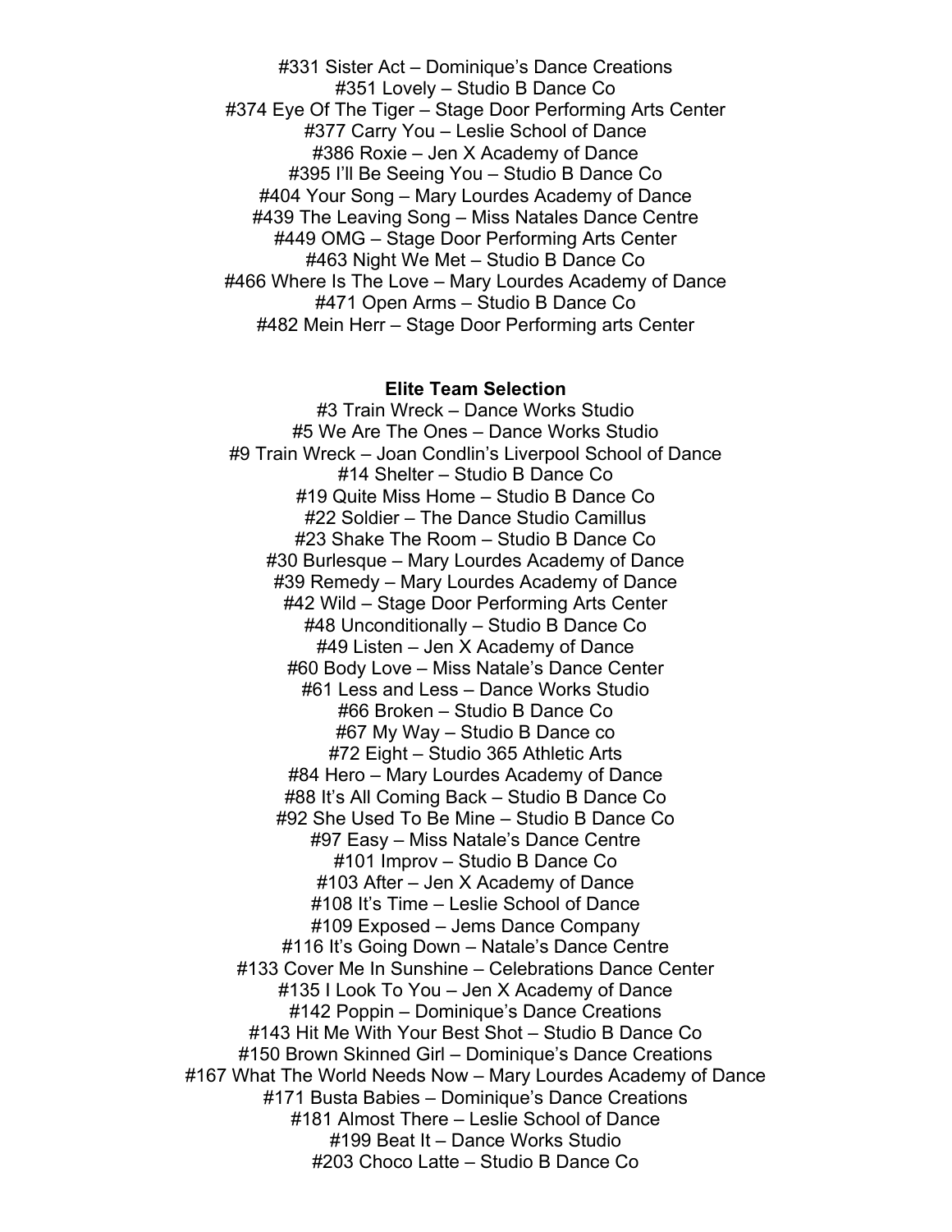#331 Sister Act – Dominique's Dance Creations
#351 Lovely – Studio B Dance Co
#374 Eye Of The Tiger – Stage Door Performing Arts Center
#377 Carry You – Leslie School of Dance
#386 Roxie – Jen X Academy of Dance
#395 I'll Be Seeing You – Studio B Dance Co
#404 Your Song – Mary Lourdes Academy of Dance
#439 The Leaving Song – Miss Natales Dance Centre
#449 OMG – Stage Door Performing Arts Center
#463 Night We Met – Studio B Dance Co
#466 Where Is The Love – Mary Lourdes Academy of Dance
#471 Open Arms – Studio B Dance Co
#482 Mein Herr – Stage Door Performing arts Center

**Elite Team Selection**

#3 Train Wreck – Dance Works Studio
#5 We Are The Ones – Dance Works Studio
#9 Train Wreck – Joan Condlin's Liverpool School of Dance
#14 Shelter – Studio B Dance Co
#19 Quite Miss Home – Studio B Dance Co
#22 Soldier – The Dance Studio Camillus
#23 Shake The Room – Studio B Dance Co
#30 Burlesque – Mary Lourdes Academy of Dance
#39 Remedy – Mary Lourdes Academy of Dance
#42 Wild – Stage Door Performing Arts Center
#48 Unconditionally – Studio B Dance Co
#49 Listen – Jen X Academy of Dance
#60 Body Love – Miss Natale's Dance Center
#61 Less and Less – Dance Works Studio
#66 Broken – Studio B Dance Co
#67 My Way – Studio B Dance co
#72 Eight – Studio 365 Athletic Arts
#84 Hero – Mary Lourdes Academy of Dance
#88 It's All Coming Back – Studio B Dance Co
#92 She Used To Be Mine – Studio B Dance Co
#97 Easy – Miss Natale's Dance Centre
#101 Improv – Studio B Dance Co
#103 After – Jen X Academy of Dance
#108 It's Time – Leslie School of Dance
#109 Exposed – Jems Dance Company
#116 It's Going Down – Natale's Dance Centre
#133 Cover Me In Sunshine – Celebrations Dance Center
#135 I Look To You – Jen X Academy of Dance
#142 Poppin – Dominique's Dance Creations
#143 Hit Me With Your Best Shot – Studio B Dance Co
#150 Brown Skinned Girl – Dominique's Dance Creations
#167 What The World Needs Now – Mary Lourdes Academy of Dance
#171 Busta Babies – Dominique's Dance Creations
#181 Almost There – Leslie School of Dance
#199 Beat It – Dance Works Studio
#203 Choco Latte – Studio B Dance Co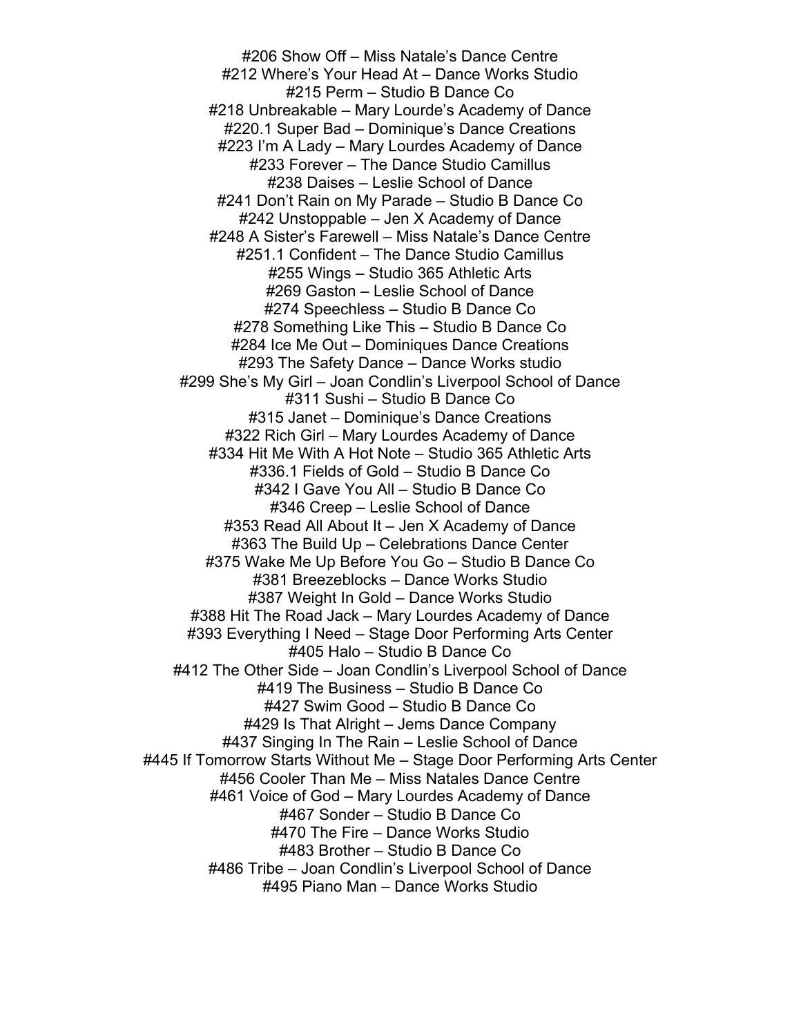#206 Show Off – Miss Natale's Dance Centre
#212 Where's Your Head At – Dance Works Studio
#215 Perm – Studio B Dance Co
#218 Unbreakable – Mary Lourde's Academy of Dance
#220.1 Super Bad – Dominique's Dance Creations
#223 I'm A Lady – Mary Lourdes Academy of Dance
#233 Forever – The Dance Studio Camillus
#238 Daises – Leslie School of Dance
#241 Don't Rain on My Parade – Studio B Dance Co
#242 Unstoppable – Jen X Academy of Dance
#248 A Sister's Farewell – Miss Natale's Dance Centre
#251.1 Confident – The Dance Studio Camillus
#255 Wings – Studio 365 Athletic Arts
#269 Gaston – Leslie School of Dance
#274 Speechless – Studio B Dance Co
#278 Something Like This – Studio B Dance Co
#284 Ice Me Out – Dominiques Dance Creations
#293 The Safety Dance – Dance Works studio
#299 She's My Girl – Joan Condlin's Liverpool School of Dance
#311 Sushi – Studio B Dance Co
#315 Janet – Dominique's Dance Creations
#322 Rich Girl – Mary Lourdes Academy of Dance
#334 Hit Me With A Hot Note – Studio 365 Athletic Arts
#336.1 Fields of Gold – Studio B Dance Co
#342 I Gave You All – Studio B Dance Co
#346 Creep – Leslie School of Dance
#353 Read All About It – Jen X Academy of Dance
#363 The Build Up – Celebrations Dance Center
#375 Wake Me Up Before You Go – Studio B Dance Co
#381 Breezeblocks – Dance Works Studio
#387 Weight In Gold – Dance Works Studio
#388 Hit The Road Jack – Mary Lourdes Academy of Dance
#393 Everything I Need – Stage Door Performing Arts Center
#405 Halo – Studio B Dance Co
#412 The Other Side – Joan Condlin's Liverpool School of Dance
#419 The Business – Studio B Dance Co
#427 Swim Good – Studio B Dance Co
#429 Is That Alright – Jems Dance Company
#437 Singing In The Rain – Leslie School of Dance
#445 If Tomorrow Starts Without Me – Stage Door Performing Arts Center
#456 Cooler Than Me – Miss Natales Dance Centre
#461 Voice of God – Mary Lourdes Academy of Dance
#467 Sonder – Studio B Dance Co
#470 The Fire – Dance Works Studio
#483 Brother – Studio B Dance Co
#486 Tribe – Joan Condlin's Liverpool School of Dance
#495 Piano Man – Dance Works Studio